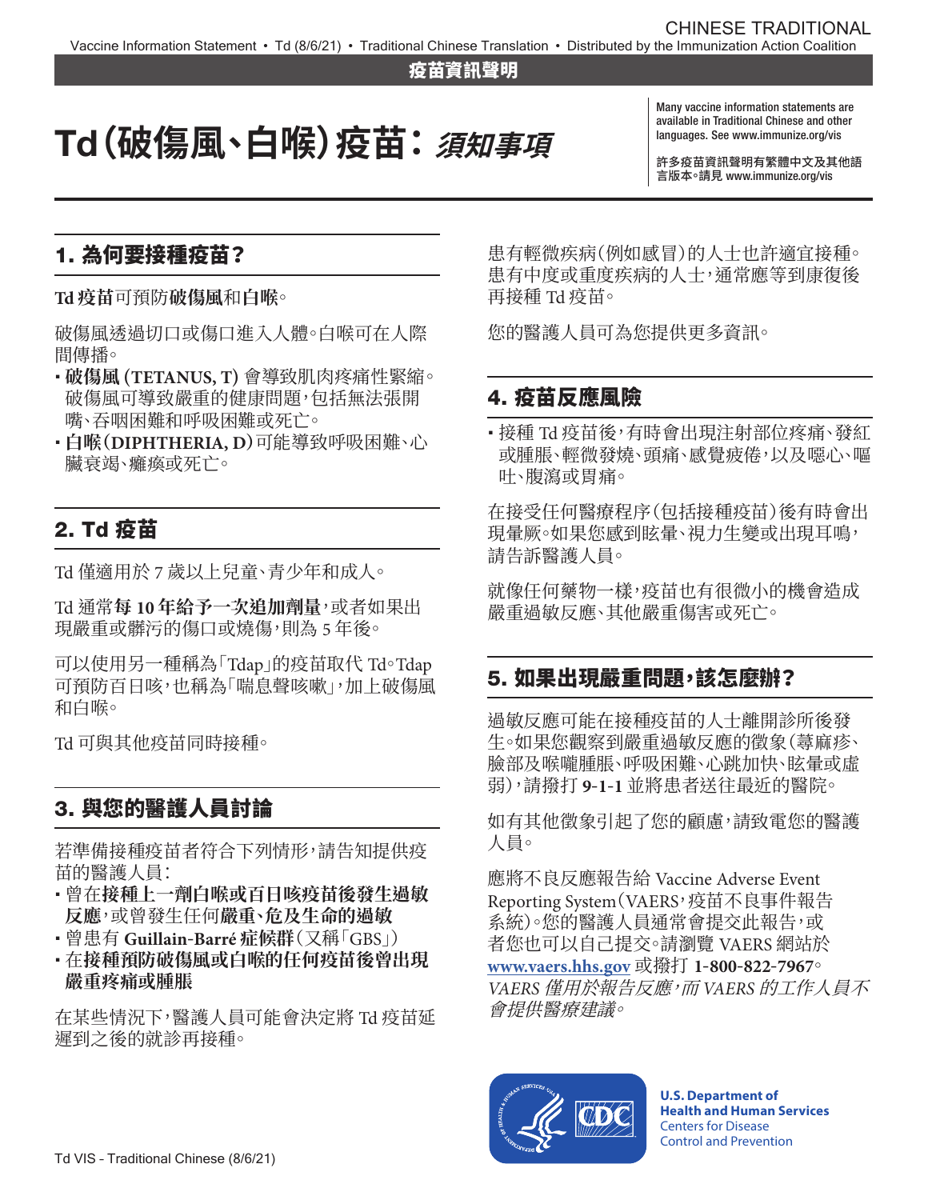CHINESE TRADITIONAL

Vaccine Information Statement • Td (8/6/21) • Traditional Chinese Translation • Distributed by the Immunization Action Coalition

疫苗資訊聲明

# Td（破傷風、白喉）疫苗：*須知事項*

Many vaccine information statements are available in Traditional Chinese and other languages. See www.immunize.org/vis

許多疫苗資訊聲明有繁體中文及其他語言版本。請見 www.immunize.org/vis

## 1. 為何要接種疫苗？

**Td 疫苗**可預防**破傷風**和**白喉**。

破傷風透過切口或傷口進入人體。白喉可在人際間傳播。

- **破傷風 (TETANUS, T)** 會導致肌肉疼痛性緊縮。破傷風可導致嚴重的健康問題，包括無法張開嘴、吞咽困難和呼吸困難或死亡。
- **白喉（DIPHTHERIA, D）**可能導致呼吸困難、心臟衰竭、癱瘓或死亡。

## 2. Td 疫苗

Td 僅適用於 7 歲以上兒童、青少年和成人。

Td 通常**每 10 年給予一次追加劑量**，或者如果出現嚴重或髒污的傷口或燒傷，則為 5 年後。

可以使用另一種稱為「Tdap」的疫苗取代 Td。Tdap 可預防百日咳，也稱為「喘息聲咳嗽」，加上破傷風和白喉。

Td 可與其他疫苗同時接種。

## 3. 與您的醫護人員討論

若準備接種疫苗者符合下列情形，請告知提供疫苗的醫護人員：

- 曾在**接種上一劑白喉或百日咳疫苗後發生過敏反應**，或曾發生任何**嚴重、危及生命的過敏**
- 曾患有 **Guillain-Barré 症候群**（又稱「GBS」）
- 在**接種預防破傷風或白喉的任何疫苗後曾出現嚴重疼痛或腫脹**

在某些情況下，醫護人員可能會決定將 Td 疫苗延遲到之後的就診再接種。

患有輕微疾病（例如感冒）的人士也許適宜接種。患有中度或重度疾病的人士，通常應等到康復後再接種 Td 疫苗。

您的醫護人員可為您提供更多資訊。

## 4. 疫苗反應風險

- 接種 Td 疫苗後，有時會出現注射部位疼痛、發紅或腫脹、輕微發燒、頭痛、感覺疲倦，以及噁心、嘔吐、腹瀉或胃痛。

在接受任何醫療程序（包括接種疫苗）後有時會出現暈厥。如果您感到眩暈、視力生變或出現耳鳴，請告訴醫護人員。

就像任何藥物一樣，疫苗也有很微小的機會造成嚴重過敏反應、其他嚴重傷害或死亡。

## 5. 如果出現嚴重問題，該怎麼辦？

過敏反應可能在接種疫苗的人士離開診所後發生。如果您觀察到嚴重過敏反應的徵象（蕁麻疹、臉部及喉嚨腫脹、呼吸困難、心跳加快、眩暈或虛弱），請撥打 **9-1-1** 並將患者送往最近的醫院。

如有其他徵象引起了您的顧慮，請致電您的醫護人員。

應將不良反應報告給 Vaccine Adverse Event Reporting System（VAERS，疫苗不良事件報告系統）。您的醫護人員通常會提交此報告，或者您也可以自己提交。請瀏覽 VAERS 網站於 **www.vaers.hhs.gov** 或撥打 **1-800-822-7967**。*VAERS 僅用於報告反應，而 VAERS 的工作人員不會提供醫療建議。*

**U.S. Department of Health and Human Services**
Centers for Disease Control and Prevention

Td VIS - Traditional Chinese (8/6/21)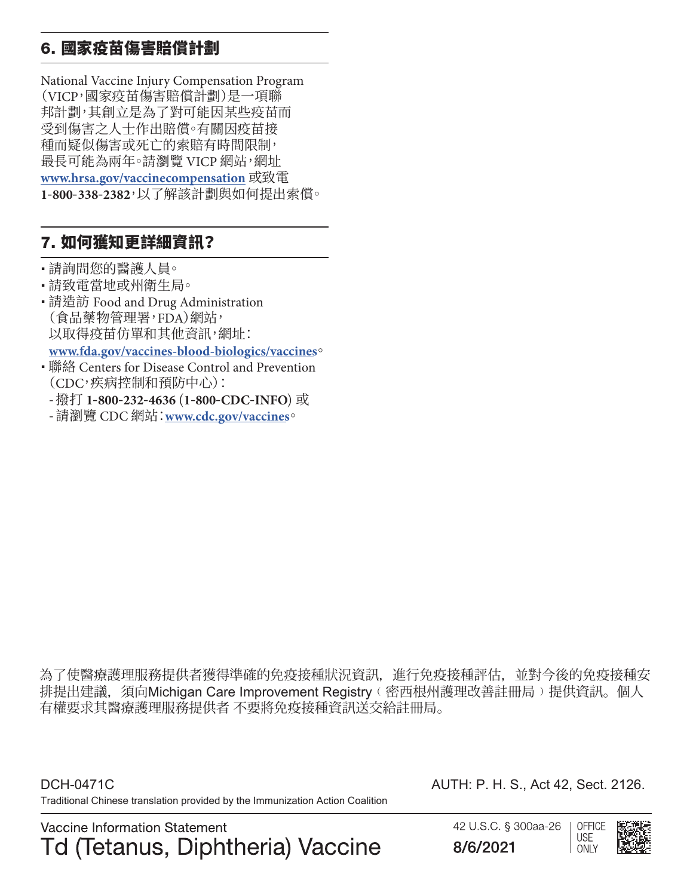## 6. 國家疫苗傷害賠償計劃

National Vaccine Injury Compensation Program（VICP，國家疫苗傷害賠償計劃）是一項聯邦計劃，其創立是為了對可能因某些疫苗而受到傷害之人士作出賠償。有關因疫苗接種而疑似傷害或死亡的索賠有時間限制，最長可能為兩年。請瀏覽 VICP 網站，網址 **www.hrsa.gov/vaccinecompensation** 或致電 **1-800-338-2382**，以了解該計劃與如何提出索償。

## 7. 如何獲知更詳細資訊？

- 請詢問您的醫護人員。
- 請致電當地或州衛生局。
- 請造訪 Food and Drug Administration（食品藥物管理署，FDA）網站，以取得疫苗仿單和其他資訊，網址：**www.fda.gov/vaccines-blood-biologics/vaccines**。
- 聯絡 Centers for Disease Control and Prevention（CDC，疾病控制和預防中心）：
  - 撥打 **1-800-232-4636**（**1-800-CDC-INFO**）或
  - 請瀏覽 CDC 網站：**www.cdc.gov/vaccines**。

為了使醫療護理服務提供者獲得準確的免疫接種狀況資訊，進行免疫接種評估，並對今後的免疫接種安排提出建議，須向Michigan Care Improvement Registry（密西根州護理改善註冊局）提供資訊。個人有權要求其醫療護理服務提供者 不要將免疫接種資訊送交給註冊局。

DCH-0471C

Traditional Chinese translation provided by the Immunization Action Coalition

AUTH: P. H. S., Act 42, Sect. 2126.

Vaccine Information Statement

Td (Tetanus, Diphtheria) Vaccine

42 U.S.C. § 300aa-26

**8/6/2021**

OFFICE USE ONLY